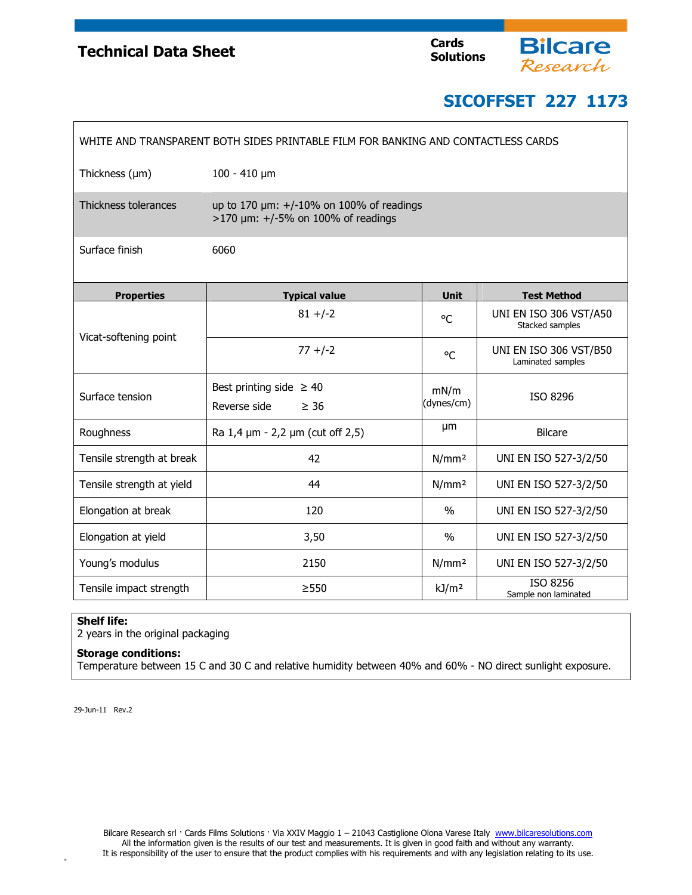# Technical Data Sheet

Cards Solutions

Bilcare Research

## SICOFFSET 227 1173

WHITE AND TRANSPARENT BOTH SIDES PRINTABLE FILM FOR BANKING AND CONTACTLESS CARDS

| | |
|---|---|
| Thickness (μm) | 100 - 410 μm |
| Thickness tolerances | up to 170 μm: +/-10% on 100% of readings<br>>170 μm: +/-5% on 100% of readings |
| Surface finish | 6060 |

| Properties | Typical value | Unit | Test Method |
|---|---|---|---|
| Vicat-softening point | 81 +/-2 | °C | UNI EN ISO 306 VST/A50<br>Stacked samples |
| | 77 +/-2 | °C | UNI EN ISO 306 VST/B50<br>Laminated samples |
| Surface tension | Best printing side ≥ 40<br>Reverse side ≥ 36 | mN/m (dynes/cm) | ISO 8296 |
| Roughness | Ra 1,4 μm - 2,2 μm (cut off 2,5) | μm | Bilcare |
| Tensile strength at break | 42 | N/mm² | UNI EN ISO 527-3/2/50 |
| Tensile strength at yield | 44 | N/mm² | UNI EN ISO 527-3/2/50 |
| Elongation at break | 120 | % | UNI EN ISO 527-3/2/50 |
| Elongation at yield | 3,50 | % | UNI EN ISO 527-3/2/50 |
| Young's modulus | 2150 | N/mm² | UNI EN ISO 527-3/2/50 |
| Tensile impact strength | ≥550 | kJ/m² | ISO 8256<br>Sample non laminated |

**Shelf life:**
2 years in the original packaging

**Storage conditions:**
Temperature between 15 C and 30 C and relative humidity between 40% and 60% - NO direct sunlight exposure.

29-Jun-11 Rev.2

Bilcare Research srl · Cards Films Solutions · Via XXIV Maggio 1 – 21043 Castiglione Olona Varese Italy www.bilcaresolutions.com
All the information given is the results of our test and measurements. It is given in good faith and without any warranty.
It is responsibility of the user to ensure that the product complies with his requirements and with any legislation relating to its use.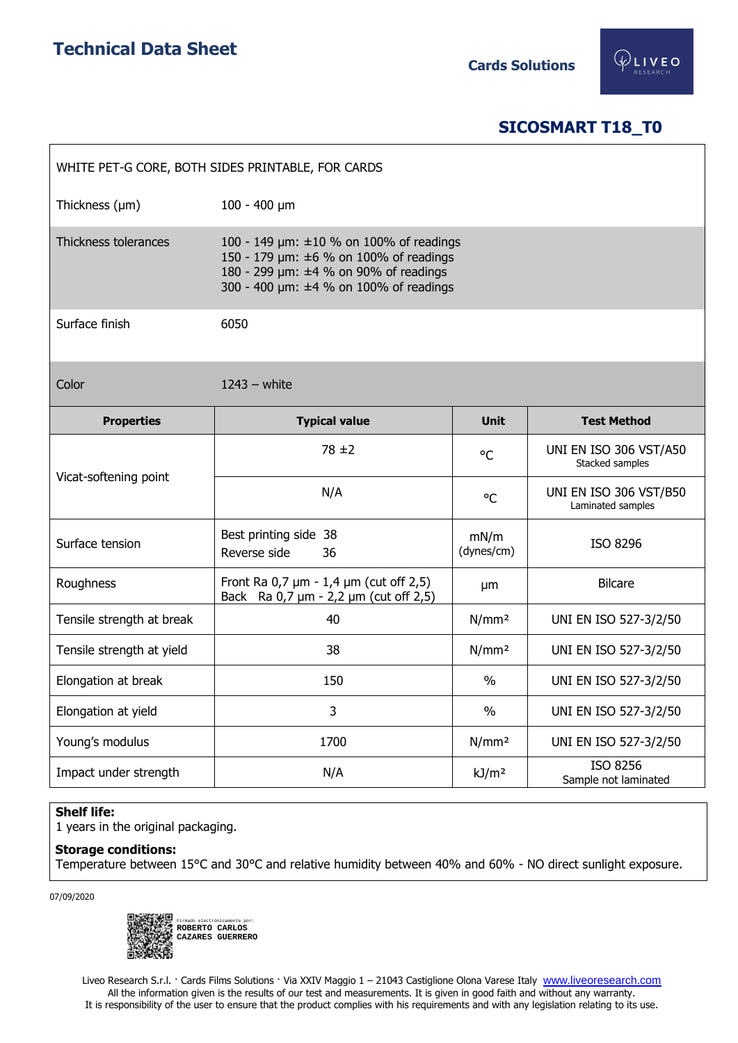# Technical Data Sheet

**Cards Solutions**

## SICOSMART T18_T0

WHITE PET-G CORE, BOTH SIDES PRINTABLE, FOR CARDS

| | |
|---|---|
| Thickness (µm) | 100 - 400 µm |
| Thickness tolerances | 100 - 149 µm: ±10 % on 100% of readings<br>150 - 179 µm: ±6 % on 100% of readings<br>180 - 299 µm: ±4 % on 90% of readings<br>300 - 400 µm: ±4 % on 100% of readings |
| Surface finish | 6050 |
| Color | 1243 – white |

| Properties | Typical value | Unit | Test Method |
|---|---|---|---|
| Vicat-softening point | 78 ±2 | °C | UNI EN ISO 306 VST/A50<br>Stacked samples |
| | N/A | °C | UNI EN ISO 306 VST/B50<br>Laminated samples |
| Surface tension | Best printing side 38<br>Reverse side 36 | mN/m<br>(dynes/cm) | ISO 8296 |
| Roughness | Front Ra 0,7 µm - 1,4 µm (cut off 2,5)<br>Back Ra 0,7 µm - 2,2 µm (cut off 2,5) | µm | Bilcare |
| Tensile strength at break | 40 | N/mm² | UNI EN ISO 527-3/2/50 |
| Tensile strength at yield | 38 | N/mm² | UNI EN ISO 527-3/2/50 |
| Elongation at break | 150 | % | UNI EN ISO 527-3/2/50 |
| Elongation at yield | 3 | % | UNI EN ISO 527-3/2/50 |
| Young's modulus | 1700 | N/mm² | UNI EN ISO 527-3/2/50 |
| Impact under strength | N/A | kJ/m² | ISO 8256<br>Sample not laminated |

**Shelf life:**
1 years in the original packaging.

**Storage conditions:**
Temperature between 15°C and 30°C and relative humidity between 40% and 60% - NO direct sunlight exposure.

07/09/2020

Firmado electrónicamente por:
ROBERTO CARLOS
CAZARES GUERRERO

Liveo Research S.r.l. · Cards Films Solutions · Via XXIV Maggio 1 – 21043 Castiglione Olona Varese Italy www.liveoresearch.com
All the information given is the results of our test and measurements. It is given in good faith and without any warranty.
It is responsibility of the user to ensure that the product complies with his requirements and with any legislation relating to its use.